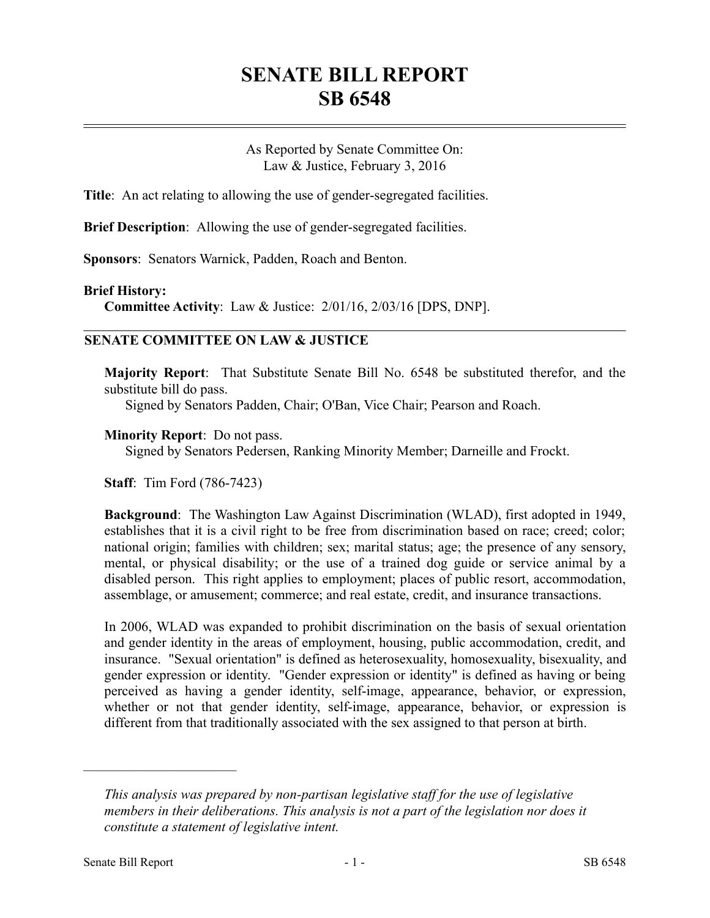# SENATE BILL REPORT
# SB 6548

As Reported by Senate Committee On:
Law & Justice, February 3, 2016

**Title**: An act relating to allowing the use of gender-segregated facilities.

**Brief Description**: Allowing the use of gender-segregated facilities.

**Sponsors**: Senators Warnick, Padden, Roach and Benton.

**Brief History:**

**Committee Activity**: Law & Justice: 2/01/16, 2/03/16 [DPS, DNP].

## SENATE COMMITTEE ON LAW & JUSTICE

**Majority Report**: That Substitute Senate Bill No. 6548 be substituted therefor, and the substitute bill do pass.

Signed by Senators Padden, Chair; O'Ban, Vice Chair; Pearson and Roach.

**Minority Report**: Do not pass.

Signed by Senators Pedersen, Ranking Minority Member; Darneille and Frockt.

**Staff**: Tim Ford (786-7423)

**Background**: The Washington Law Against Discrimination (WLAD), first adopted in 1949, establishes that it is a civil right to be free from discrimination based on race; creed; color; national origin; families with children; sex; marital status; age; the presence of any sensory, mental, or physical disability; or the use of a trained dog guide or service animal by a disabled person. This right applies to employment; places of public resort, accommodation, assemblage, or amusement; commerce; and real estate, credit, and insurance transactions.

In 2006, WLAD was expanded to prohibit discrimination on the basis of sexual orientation and gender identity in the areas of employment, housing, public accommodation, credit, and insurance. "Sexual orientation" is defined as heterosexuality, homosexuality, bisexuality, and gender expression or identity. "Gender expression or identity" is defined as having or being perceived as having a gender identity, self-image, appearance, behavior, or expression, whether or not that gender identity, self-image, appearance, behavior, or expression is different from that traditionally associated with the sex assigned to that person at birth.

---

*This analysis was prepared by non-partisan legislative staff for the use of legislative members in their deliberations. This analysis is not a part of the legislation nor does it constitute a statement of legislative intent.*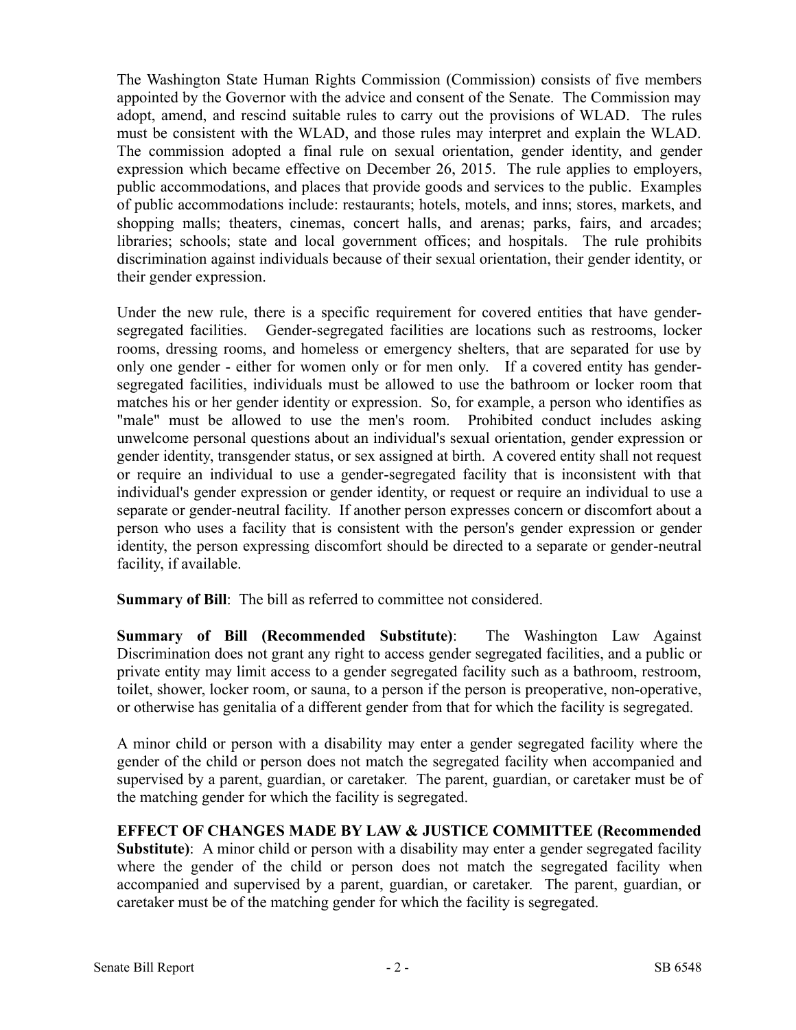The Washington State Human Rights Commission (Commission) consists of five members appointed by the Governor with the advice and consent of the Senate. The Commission may adopt, amend, and rescind suitable rules to carry out the provisions of WLAD. The rules must be consistent with the WLAD, and those rules may interpret and explain the WLAD. The commission adopted a final rule on sexual orientation, gender identity, and gender expression which became effective on December 26, 2015. The rule applies to employers, public accommodations, and places that provide goods and services to the public. Examples of public accommodations include: restaurants; hotels, motels, and inns; stores, markets, and shopping malls; theaters, cinemas, concert halls, and arenas; parks, fairs, and arcades; libraries; schools; state and local government offices; and hospitals. The rule prohibits discrimination against individuals because of their sexual orientation, their gender identity, or their gender expression.

Under the new rule, there is a specific requirement for covered entities that have gender-segregated facilities. Gender-segregated facilities are locations such as restrooms, locker rooms, dressing rooms, and homeless or emergency shelters, that are separated for use by only one gender - either for women only or for men only. If a covered entity has gender-segregated facilities, individuals must be allowed to use the bathroom or locker room that matches his or her gender identity or expression. So, for example, a person who identifies as "male" must be allowed to use the men's room. Prohibited conduct includes asking unwelcome personal questions about an individual's sexual orientation, gender expression or gender identity, transgender status, or sex assigned at birth. A covered entity shall not request or require an individual to use a gender-segregated facility that is inconsistent with that individual's gender expression or gender identity, or request or require an individual to use a separate or gender-neutral facility. If another person expresses concern or discomfort about a person who uses a facility that is consistent with the person's gender expression or gender identity, the person expressing discomfort should be directed to a separate or gender-neutral facility, if available.

**Summary of Bill**: The bill as referred to committee not considered.

**Summary of Bill (Recommended Substitute)**: The Washington Law Against Discrimination does not grant any right to access gender segregated facilities, and a public or private entity may limit access to a gender segregated facility such as a bathroom, restroom, toilet, shower, locker room, or sauna, to a person if the person is preoperative, non-operative, or otherwise has genitalia of a different gender from that for which the facility is segregated.

A minor child or person with a disability may enter a gender segregated facility where the gender of the child or person does not match the segregated facility when accompanied and supervised by a parent, guardian, or caretaker. The parent, guardian, or caretaker must be of the matching gender for which the facility is segregated.

**EFFECT OF CHANGES MADE BY LAW & JUSTICE COMMITTEE (Recommended Substitute)**: A minor child or person with a disability may enter a gender segregated facility where the gender of the child or person does not match the segregated facility when accompanied and supervised by a parent, guardian, or caretaker. The parent, guardian, or caretaker must be of the matching gender for which the facility is segregated.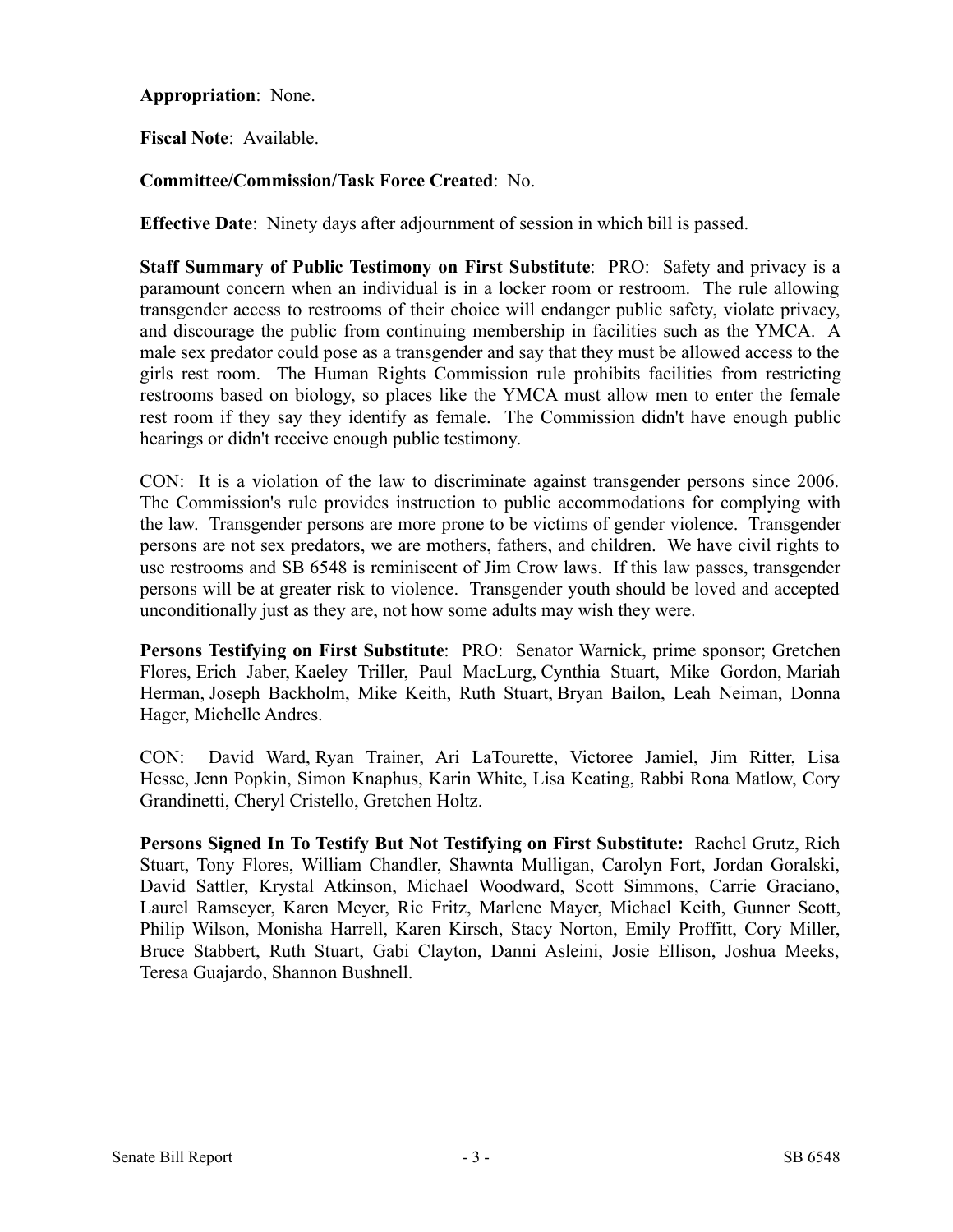**Appropriation**: None.

**Fiscal Note**: Available.

**Committee/Commission/Task Force Created**: No.

**Effective Date**: Ninety days after adjournment of session in which bill is passed.

**Staff Summary of Public Testimony on First Substitute**: PRO: Safety and privacy is a paramount concern when an individual is in a locker room or restroom. The rule allowing transgender access to restrooms of their choice will endanger public safety, violate privacy, and discourage the public from continuing membership in facilities such as the YMCA. A male sex predator could pose as a transgender and say that they must be allowed access to the girls rest room. The Human Rights Commission rule prohibits facilities from restricting restrooms based on biology, so places like the YMCA must allow men to enter the female rest room if they say they identify as female. The Commission didn't have enough public hearings or didn't receive enough public testimony.

CON: It is a violation of the law to discriminate against transgender persons since 2006. The Commission's rule provides instruction to public accommodations for complying with the law. Transgender persons are more prone to be victims of gender violence. Transgender persons are not sex predators, we are mothers, fathers, and children. We have civil rights to use restrooms and SB 6548 is reminiscent of Jim Crow laws. If this law passes, transgender persons will be at greater risk to violence. Transgender youth should be loved and accepted unconditionally just as they are, not how some adults may wish they were.

**Persons Testifying on First Substitute**: PRO: Senator Warnick, prime sponsor; Gretchen Flores, Erich Jaber, Kaeley Triller, Paul MacLurg, Cynthia Stuart, Mike Gordon, Mariah Herman, Joseph Backholm, Mike Keith, Ruth Stuart, Bryan Bailon, Leah Neiman, Donna Hager, Michelle Andres.

CON: David Ward, Ryan Trainer, Ari LaTourette, Victoree Jamiel, Jim Ritter, Lisa Hesse, Jenn Popkin, Simon Knaphus, Karin White, Lisa Keating, Rabbi Rona Matlow, Cory Grandinetti, Cheryl Cristello, Gretchen Holtz.

**Persons Signed In To Testify But Not Testifying on First Substitute:** Rachel Grutz, Rich Stuart, Tony Flores, William Chandler, Shawnta Mulligan, Carolyn Fort, Jordan Goralski, David Sattler, Krystal Atkinson, Michael Woodward, Scott Simmons, Carrie Graciano, Laurel Ramseyer, Karen Meyer, Ric Fritz, Marlene Mayer, Michael Keith, Gunner Scott, Philip Wilson, Monisha Harrell, Karen Kirsch, Stacy Norton, Emily Proffitt, Cory Miller, Bruce Stabbert, Ruth Stuart, Gabi Clayton, Danni Asleini, Josie Ellison, Joshua Meeks, Teresa Guajardo, Shannon Bushnell.